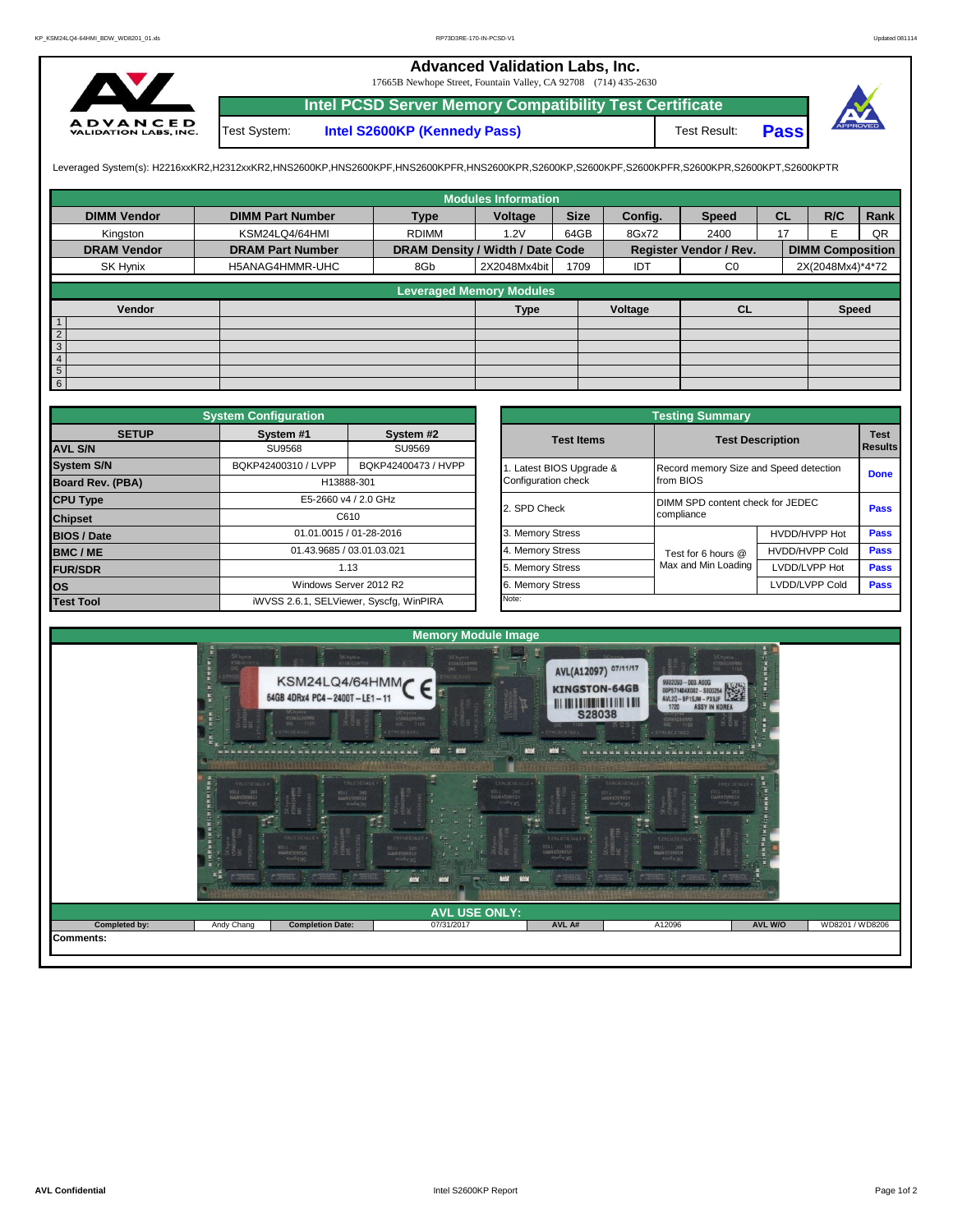# Advanced Validation Labs, Inc.

17665B Newhope Street, Fountain Valley, CA 92708 (714) 435-2630

## Intel PCSD Server Memory Compatibility Test Certificate

| Test System: | Intel S2600KP (Kennedy Pass) | Test Result: | **Pass** |
|---|---|---|---|

Leveraged System(s): H2216xxKR2,H2312xxKR2,HNS2600KP,HNS2600KPF,HNS2600KPFR,HNS2600KPR,S2600KP,S2600KPF,S2600KPFR,S2600KPR,S2600KPT,S2600KPTR

### Modules Information

| DIMM Vendor | DIMM Part Number | Type | Voltage | Size | Config. | Speed | CL | R/C | Rank |
|---|---|---|---|---|---|---|---|---|---|
| Kingston | KSM24LQ4/64HMI | RDIMM | 1.2V | 64GB | 8Gx72 | 2400 | 17 | E | QR |
| **DRAM Vendor** | **DRAM Part Number** | **DRAM Density / Width / Date Code** | | | **Register Vendor / Rev.** | | **DIMM Composition** | | |
| SK Hynix | H5ANAG4HMMR-UHC | 8Gb | 2X2048Mx4bit | 1709 | IDT | C0 | 2X(2048Mx4)*4*72 | | |

### Leveraged Memory Modules

| | Vendor | | Type | Voltage | CL | Speed |
|---|---|---|---|---|---|---|
| 1 | | | | | | |
| 2 | | | | | | |
| 3 | | | | | | |
| 4 | | | | | | |
| 5 | | | | | | |
| 6 | | | | | | |

### System Configuration

| SETUP | System #1 | System #2 |
|---|---|---|
| **AVL S/N** | SU9568 | SU9569 |
| **System S/N** | BQKP42400310 / LVPP | BQKP42400473 / HVPP |
| **Board Rev. (PBA)** | H13888-301 | |
| **CPU Type** | E5-2660 v4 / 2.0 GHz | |
| **Chipset** | C610 | |
| **BIOS / Date** | 01.01.0015 / 01-28-2016 | |
| **BMC / ME** | 01.43.9685 / 03.01.03.021 | |
| **FUR/SDR** | 1.13 | |
| **OS** | Windows Server 2012 R2 | |
| **Test Tool** | iWVSS 2.6.1, SELViewer, Syscfg, WinPIRA | |

### Testing Summary

| Test Items | Test Description | | Test Results |
|---|---|---|---|
| 1. Latest BIOS Upgrade & Configuration check | Record memory Size and Speed detection from BIOS | | Done |
| 2. SPD Check | DIMM SPD content check for JEDEC compliance | | Pass |
| 3. Memory Stress | Test for 6 hours @ Max and Min Loading | HVDD/HVPP Hot | Pass |
| 4. Memory Stress | | HVDD/HVPP Cold | Pass |
| 5. Memory Stress | | LVDD/LVPP Hot | Pass |
| 6. Memory Stress | | LVDD/LVPP Cold | Pass |
| Note: | | | |

### Memory Module Image

### AVL USE ONLY:

| Completed by: | Andy Chang | Completion Date: | 07/31/2017 | AVL A# | A12096 | AVL W/O | WD8201 / WD8206 |
|---|---|---|---|---|---|---|---|

**Comments:**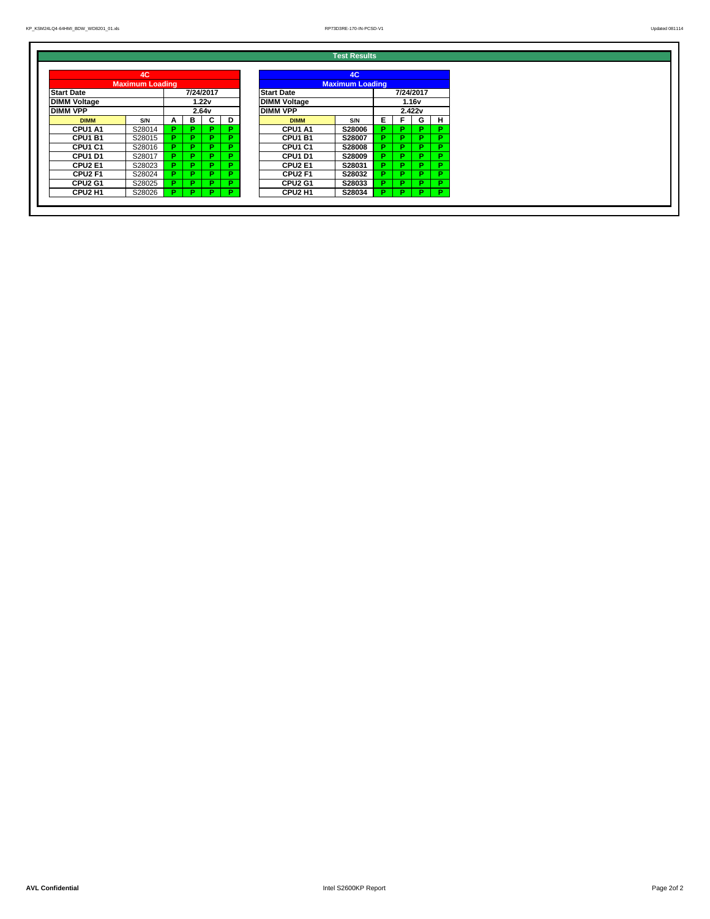## Test Results

| 4C Maximum Loading | | | | | |
|---|---|---|---|---|---|
| Start Date | | 7/24/2017 | | | |
| DIMM Voltage | | 1.22v | | | |
| DIMM VPP | | 2.64v | | | |
| DIMM | S/N | A | B | C | D |
| CPU1 A1 | S28014 | P | P | P | P |
| CPU1 B1 | S28015 | P | P | P | P |
| CPU1 C1 | S28016 | P | P | P | P |
| CPU1 D1 | S28017 | P | P | P | P |
| CPU2 E1 | S28023 | P | P | P | P |
| CPU2 F1 | S28024 | P | P | P | P |
| CPU2 G1 | S28025 | P | P | P | P |
| CPU2 H1 | S28026 | P | P | P | P |

| 4C Maximum Loading | | | | | |
|---|---|---|---|---|---|
| Start Date | | 7/24/2017 | | | |
| DIMM Voltage | | 1.16v | | | |
| DIMM VPP | | 2.422v | | | |
| DIMM | S/N | E | F | G | H |
| CPU1 A1 | S28006 | P | P | P | P |
| CPU1 B1 | S28007 | P | P | P | P |
| CPU1 C1 | S28008 | P | P | P | P |
| CPU1 D1 | S28009 | P | P | P | P |
| CPU2 E1 | S28031 | P | P | P | P |
| CPU2 F1 | S28032 | P | P | P | P |
| CPU2 G1 | S28033 | P | P | P | P |
| CPU2 H1 | S28034 | P | P | P | P |